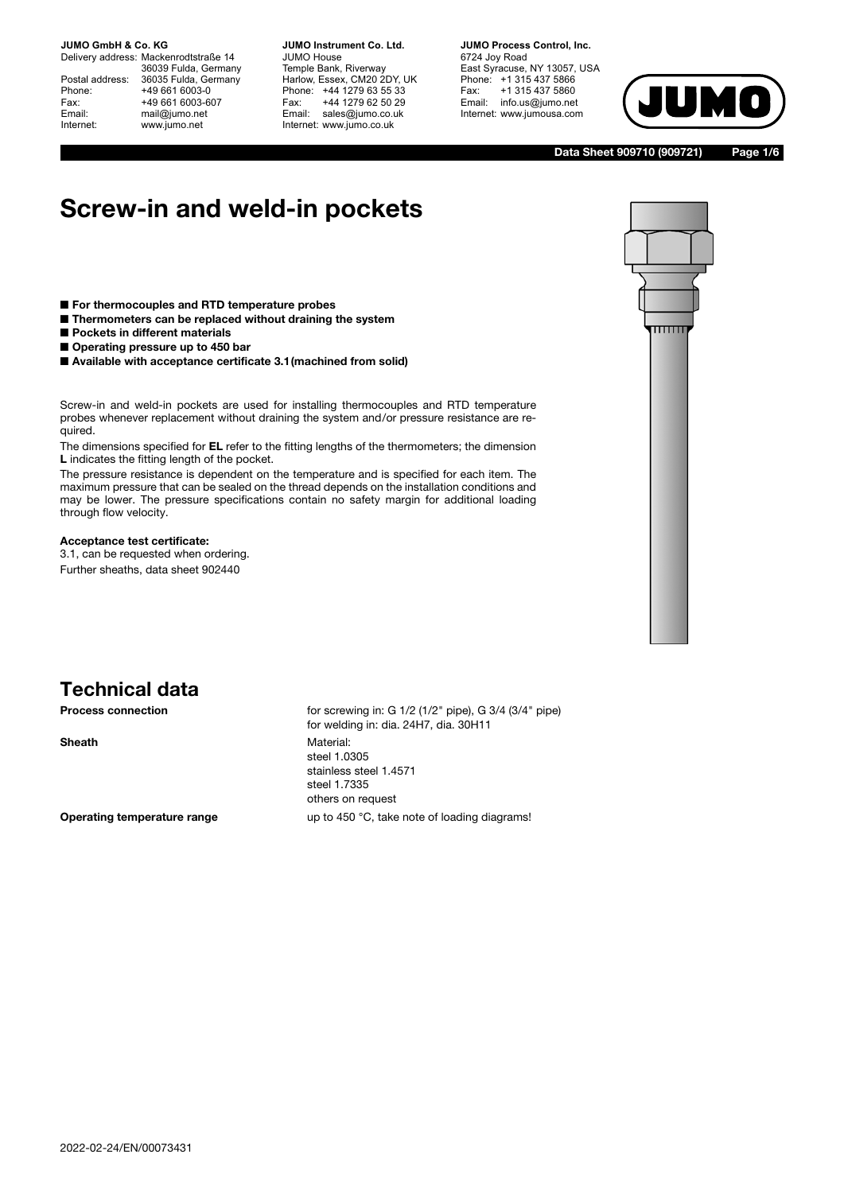# Screw-in and weld-in pockets

- **For thermocouples and RTD temperature probes**
- **Thermometers can be replaced without draining the system**
- **Pockets in different materials**
- **Operating pressure up to 450 bar**
- **Available with acceptance certificate 3.1(machined from solid)**

Screw-in and weld-in pockets are used for installing thermocouples and RTD temperature probes whenever replacement without draining the system and/or pressure resistance are required.

The dimensions specified for **EL** refer to the fitting lengths of the thermometers; the dimension **L** indicates the fitting length of the pocket.

The pressure resistance is dependent on the temperature and is specified for each item. The maximum pressure that can be sealed on the thread depends on the installation conditions and may be lower. The pressure specifications contain no safety margin for additional loading through flow velocity.

**Acceptance test certificate:**
3.1, can be requested when ordering.
Further sheaths, data sheet 902440

## Technical data

| | |
|---|---|
| **Process connection** | for screwing in: G 1/2 (1/2" pipe), G 3/4 (3/4" pipe)<br>for welding in: dia. 24H7, dia. 30H11 |
| **Sheath** | Material:<br>steel 1.0305<br>stainless steel 1.4571<br>steel 1.7335<br>others on request |
| **Operating temperature range** | up to 450 °C, take note of loading diagrams! |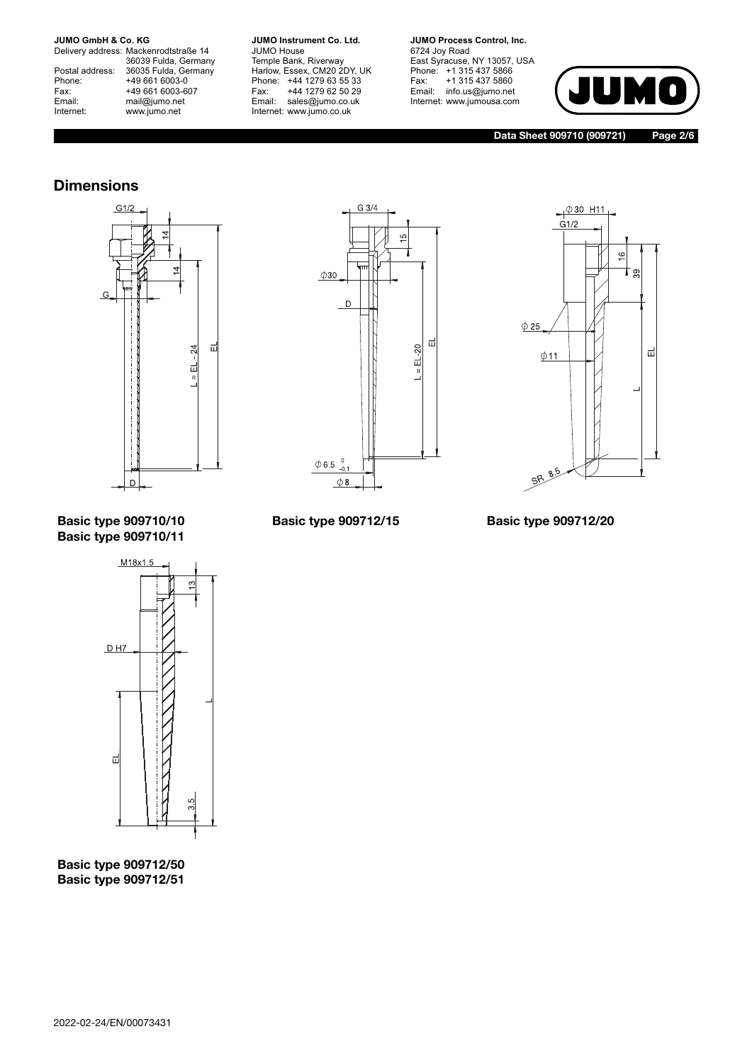## Dimensions

G1/2

14

14

G

L = EL - 24

EL

D

**Basic type 909710/10**
**Basic type 909710/11**

G 3/4

15

Φ30

D

L = EL-20

EL

Φ6.5 $^{0}_{-0.1}$

Φ8

**Basic type 909712/15**

Φ30 H11

G1/2

16

39

Φ25

Φ11

EL

L

SR 8.5

**Basic type 909712/20**

M18x1.5

13

D H7

L

EL

3.5

**Basic type 909712/50**
**Basic type 909712/51**

2022-02-24/EN/00073431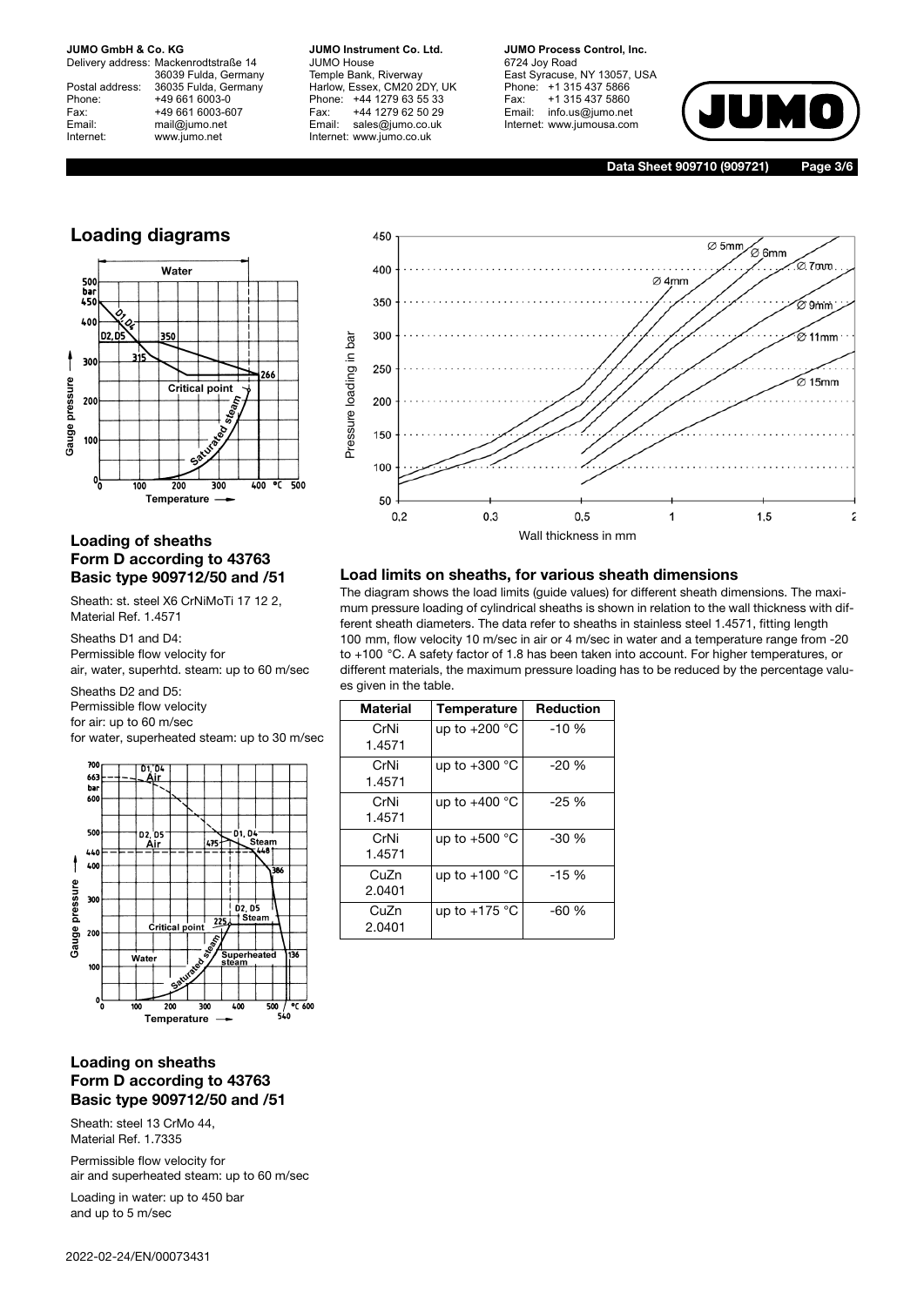## Loading diagrams

### Loading of sheaths Form D according to 43763 Basic type 909712/50 and /51

Sheath: st. steel X6 CrNiMoTi 17 12 2, Material Ref. 1.4571

Sheaths D1 and D4:
Permissible flow velocity for air, water, superhtd. steam: up to 60 m/sec

Sheaths D2 and D5:
Permissible flow velocity
for air: up to 60 m/sec
for water, superheated steam: up to 30 m/sec

### Loading on sheaths Form D according to 43763 Basic type 909712/50 and /51

Sheath: steel 13 CrMo 44, Material Ref. 1.7335

Permissible flow velocity for air and superheated steam: up to 60 m/sec

Loading in water: up to 450 bar and up to 5 m/sec

### Load limits on sheaths, for various sheath dimensions

The diagram shows the load limits (guide values) for different sheath dimensions. The maximum pressure loading of cylindrical sheaths is shown in relation to the wall thickness with different sheath diameters. The data refer to sheaths in stainless steel 1.4571, fitting length 100 mm, flow velocity 10 m/sec in air or 4 m/sec in water and a temperature range from -20 to +100 °C. A safety factor of 1.8 has been taken into account. For higher temperatures, or different materials, the maximum pressure loading has to be reduced by the percentage values given in the table.

| Material | Temperature | Reduction |
|---|---|---|
| CrNi 1.4571 | up to +200 °C | -10 % |
| CrNi 1.4571 | up to +300 °C | -20 % |
| CrNi 1.4571 | up to +400 °C | -25 % |
| CrNi 1.4571 | up to +500 °C | -30 % |
| CuZn 2.0401 | up to +100 °C | -15 % |
| CuZn 2.0401 | up to +175 °C | -60 % |

2022-02-24/EN/00073431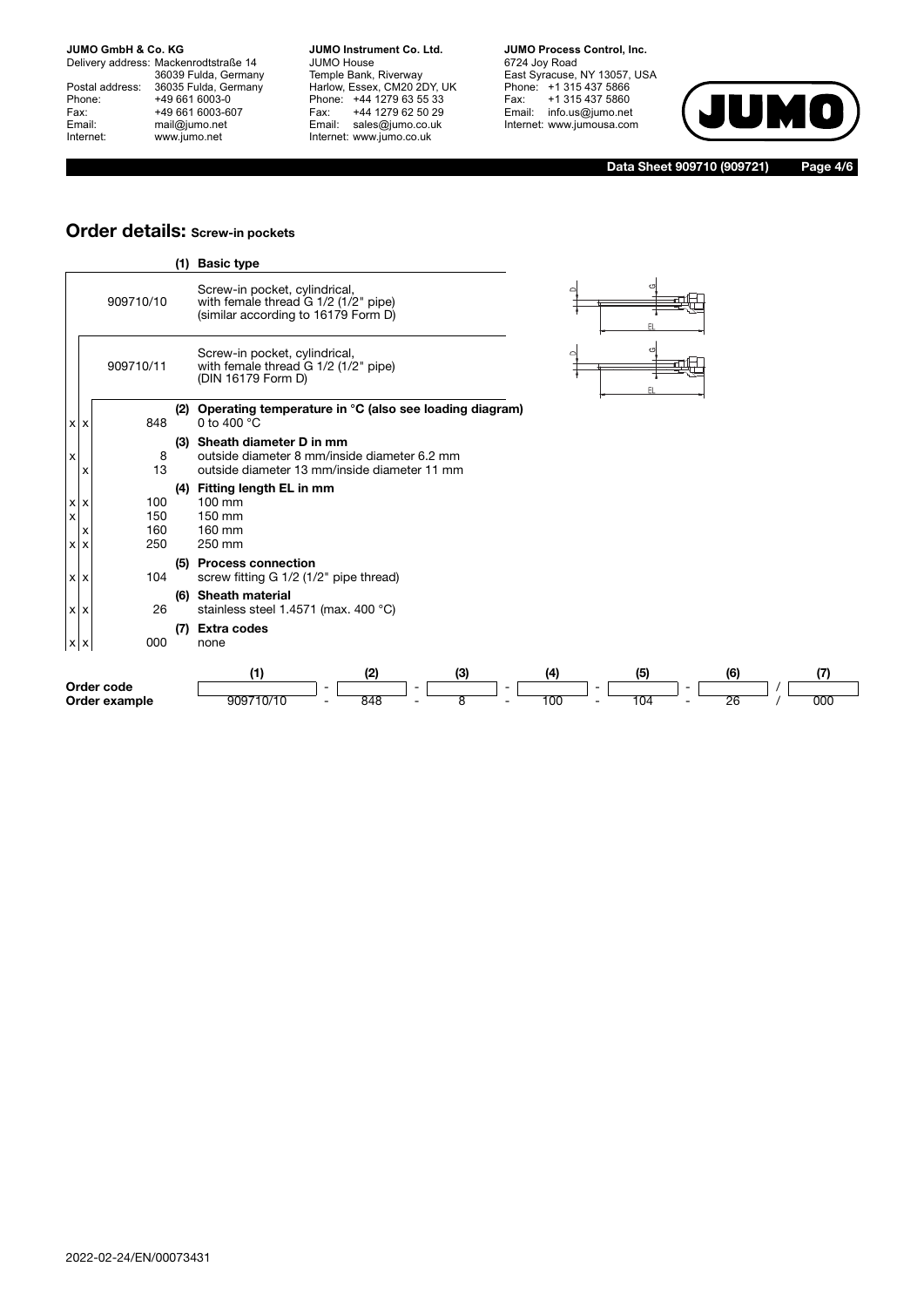## Order details: Screw-in pockets

| 909710/10 | 909710/11 | Code | | Description |
|---|---|---|---|---|
| | | | **(1)** | **Basic type** |
| | | 909710/10 | | Screw-in pocket, cylindrical, with female thread G 1/2 (1/2" pipe) (similar according to 16179 Form D) |
| | | 909710/11 | | Screw-in pocket, cylindrical, with female thread G 1/2 (1/2" pipe) (DIN 16179 Form D) |
| | | | **(2)** | **Operating temperature in °C (also see loading diagram)** |
| x | x | 848 | | 0 to 400 °C |
| | | | **(3)** | **Sheath diameter D in mm** |
| x | | 8 | | outside diameter 8 mm/inside diameter 6.2 mm |
| | x | 13 | | outside diameter 13 mm/inside diameter 11 mm |
| | | | **(4)** | **Fitting length EL in mm** |
| x | x | 100 | | 100 mm |
| x | | 150 | | 150 mm |
| | x | 160 | | 160 mm |
| x | x | 250 | | 250 mm |
| | | | **(5)** | **Process connection** |
| x | x | 104 | | screw fitting G 1/2 (1/2" pipe thread) |
| | | | **(6)** | **Sheath material** |
| x | x | 26 | | stainless steel 1.4571 (max. 400 °C) |
| | | | **(7)** | **Extra codes** |
| x | x | 000 | | none |

| | (1) | | (2) | | (3) | | (4) | | (5) | | (6) | | (7) |
|---|---|---|---|---|---|---|---|---|---|---|---|---|---|
| **Order code** | | - | | - | | - | | - | | - | | / | |
| **Order example** | 909710/10 | - | 848 | - | 8 | - | 100 | - | 104 | - | 26 | / | 000 |

2022-02-24/EN/00073431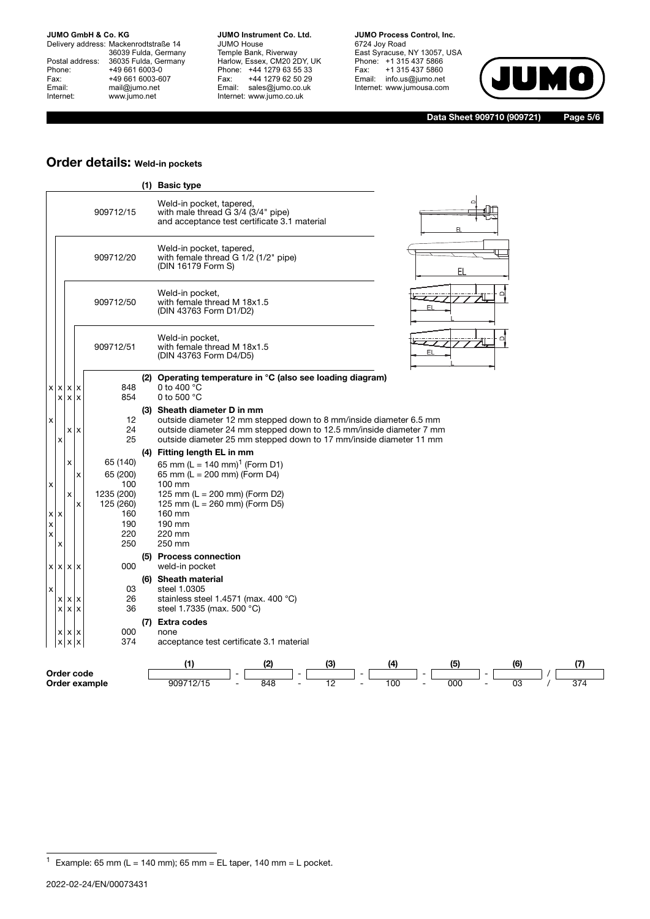## Order details: Weld-in pockets

| 909712/15 | 909712/20 | 909712/50 | 909712/51 | Code | Description |
|---|---|---|---|---|---|
| | | | | | **(1) Basic type** |
| x | | | | 909712/15 | Weld-in pocket, tapered, with male thread G 3/4 (3/4" pipe) and acceptance test certificate 3.1 material |
| | x | | | 909712/20 | Weld-in pocket, tapered, with female thread G 1/2 (1/2" pipe) (DIN 16179 Form S) |
| | | x | | 909712/50 | Weld-in pocket, with female thread M 18x1.5 (DIN 43763 Form D1/D2) |
| | | | x | 909712/51 | Weld-in pocket, with female thread M 18x1.5 (DIN 43763 Form D4/D5) |
| | | | | | **(2) Operating temperature in °C (also see loading diagram)** |
| x | x | x | x | 848 | 0 to 400 °C |
| | x | x | x | 854 | 0 to 500 °C |
| | | | | | **(3) Sheath diameter D in mm** |
| x | | | | 12 | outside diameter 12 mm stepped down to 8 mm/inside diameter 6.5 mm |
| | | x | x | 24 | outside diameter 24 mm stepped down to 12.5 mm/inside diameter 7 mm |
| | x | | | 25 | outside diameter 25 mm stepped down to 17 mm/inside diameter 11 mm |
| | | | | | **(4) Fitting length EL in mm** |
| | | x | | 65 (140) | 65 mm (L = 140 mm)[1] (Form D1) |
| | | | x | 65 (200) | 65 mm (L = 200 mm) (Form D4) |
| x | | | | 100 | 100 mm |
| | | x | | 1235 (200) | 125 mm (L = 200 mm) (Form D2) |
| | | | x | 125 (260) | 125 mm (L = 260 mm) (Form D5) |
| x | x | | | 160 | 160 mm |
| x | | | | 190 | 190 mm |
| x | | | | 220 | 220 mm |
| | x | | | 250 | 250 mm |
| | | | | | **(5) Process connection** |
| x | x | x | x | 000 | weld-in pocket |
| | | | | | **(6) Sheath material** |
| x | | | | 03 | steel 1.0305 |
| | x | x | x | 26 | stainless steel 1.4571 (max. 400 °C) |
| | x | x | x | 36 | steel 1.7335 (max. 500 °C) |
| | | | | | **(7) Extra codes** |
| | x | x | x | 000 | none |
| | x | x | x | 374 | acceptance test certificate 3.1 material |

| | (1) | | (2) | | (3) | | (4) | | (5) | | (6) | | (7) |
|---|---|---|---|---|---|---|---|---|---|---|---|---|---|
| **Order code** | | - | | - | | - | | - | | - | | / | |
| **Order example** | 909712/15 | - | 848 | - | 12 | - | 100 | - | 000 | - | 03 | / | 374 |

[1] Example: 65 mm (L = 140 mm); 65 mm = EL taper, 140 mm = L pocket.

2022-02-24/EN/00073431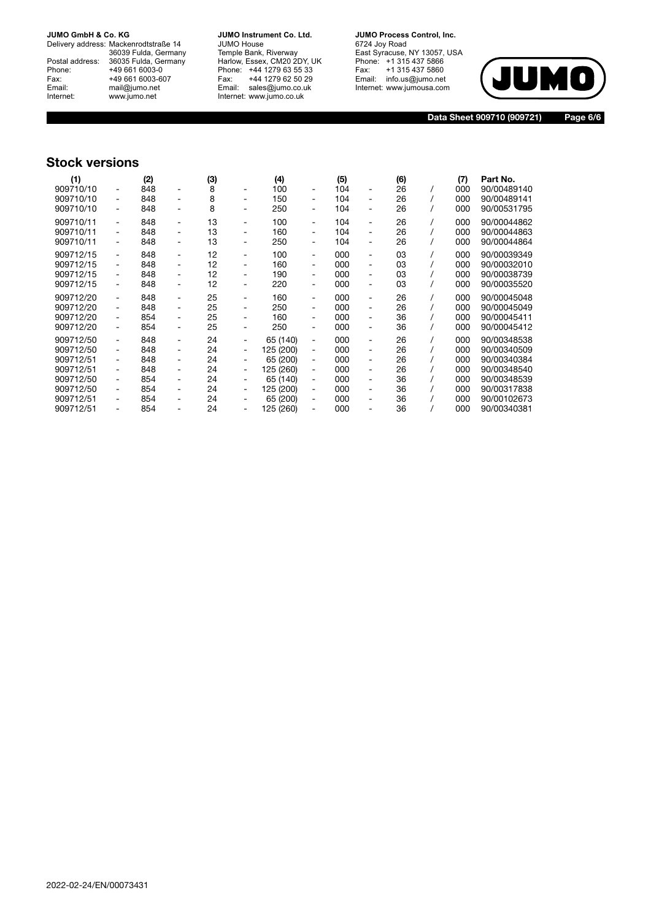## Stock versions

| (1) | | (2) | | (3) | | (4) | | (5) | | (6) | | (7) | Part No. |
|---|---|---|---|---|---|---|---|---|---|---|---|---|---|
| 909710/10 | - | 848 | - | 8 | - | 100 | - | 104 | - | 26 | / | 000 | 90/00489140 |
| 909710/10 | - | 848 | - | 8 | - | 150 | - | 104 | - | 26 | / | 000 | 90/00489141 |
| 909710/10 | - | 848 | - | 8 | - | 250 | - | 104 | - | 26 | / | 000 | 90/00531795 |
| 909710/11 | - | 848 | - | 13 | - | 100 | - | 104 | - | 26 | / | 000 | 90/00044862 |
| 909710/11 | - | 848 | - | 13 | - | 160 | - | 104 | - | 26 | / | 000 | 90/00044863 |
| 909710/11 | - | 848 | - | 13 | - | 250 | - | 104 | - | 26 | / | 000 | 90/00044864 |
| 909712/15 | - | 848 | - | 12 | - | 100 | - | 000 | - | 03 | / | 000 | 90/00039349 |
| 909712/15 | - | 848 | - | 12 | - | 160 | - | 000 | - | 03 | / | 000 | 90/00032010 |
| 909712/15 | - | 848 | - | 12 | - | 190 | - | 000 | - | 03 | / | 000 | 90/00038739 |
| 909712/15 | - | 848 | - | 12 | - | 220 | - | 000 | - | 03 | / | 000 | 90/00035520 |
| 909712/20 | - | 848 | - | 25 | - | 160 | - | 000 | - | 26 | / | 000 | 90/00045048 |
| 909712/20 | - | 848 | - | 25 | - | 250 | - | 000 | - | 26 | / | 000 | 90/00045049 |
| 909712/20 | - | 854 | - | 25 | - | 160 | - | 000 | - | 36 | / | 000 | 90/00045411 |
| 909712/20 | - | 854 | - | 25 | - | 250 | - | 000 | - | 36 | / | 000 | 90/00045412 |
| 909712/50 | - | 848 | - | 24 | - | 65 (140) | - | 000 | - | 26 | / | 000 | 90/00348538 |
| 909712/50 | - | 848 | - | 24 | - | 125 (200) | - | 000 | - | 26 | / | 000 | 90/00340509 |
| 909712/51 | - | 848 | - | 24 | - | 65 (200) | - | 000 | - | 26 | / | 000 | 90/00340384 |
| 909712/51 | - | 848 | - | 24 | - | 125 (260) | - | 000 | - | 26 | / | 000 | 90/00348540 |
| 909712/50 | - | 854 | - | 24 | - | 65 (140) | - | 000 | - | 36 | / | 000 | 90/00348539 |
| 909712/50 | - | 854 | - | 24 | - | 125 (200) | - | 000 | - | 36 | / | 000 | 90/00317838 |
| 909712/51 | - | 854 | - | 24 | - | 65 (200) | - | 000 | - | 36 | / | 000 | 90/00102673 |
| 909712/51 | - | 854 | - | 24 | - | 125 (260) | - | 000 | - | 36 | / | 000 | 90/00340381 |